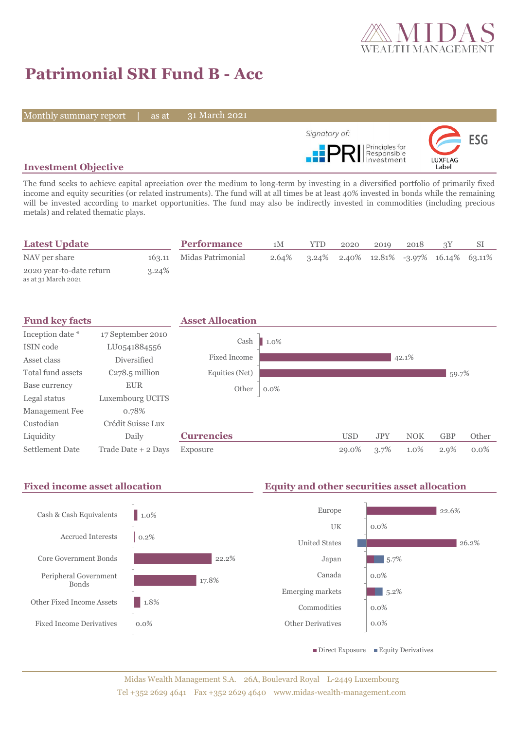# Patrimonial SRI Fund B - Acc

Monthly summary report | as at 31 March 2021

Signatory of: PRI Principles for Responsible Investment

ESG LUXFLAG Label

## Investment Objective

The fund seeks to achieve capital apreciation over the medium to long-term by investing in a diversified portfolio of primarily fixed income and equity securities (or related instruments). The fund will at all times be at least 40% invested in bonds while the remaining will be invested according to market opportunities. The fund may also be indirectly invested in commodities (including precious metals) and related thematic plays.

## Latest Update

| | |
|---|---|
| NAV per share | 163.11 |
| 2020 year-to-date return<br>as at 31 March 2021 | 3.24% |

## Performance

| | 1M | YTD | 2020 | 2019 | 2018 | 3Y | SI |
|---|---|---|---|---|---|---|---|
| Midas Patrimonial | 2.64% | 3.24% | 2.40% | 12.81% | -3.97% | 16.14% | 63.11% |

## Fund key facts

| | |
|---|---|
| Inception date * | 17 September 2010 |
| ISIN code | LU0541884556 |
| Asset class | Diversified |
| Total fund assets | €278.5 million |
| Base currency | EUR |
| Legal status | Luxembourg UCITS |
| Management Fee | 0.78% |
| Custodian | Crédit Suisse Lux |
| Liquidity | Daily |
| Settlement Date | Trade Date + 2 Days |

## Asset Allocation

| | |
|---|---|
| Cash | 1.0% |
| Fixed Income | 42.1% |
| Equities (Net) | 59.7% |
| Other | 0.0% |

## Currencies

| | USD | JPY | NOK | GBP | Other |
|---|---|---|---|---|---|
| Exposure | 29.0% | 3.7% | 1.0% | 2.9% | 0.0% |

## Fixed income asset allocation

| | |
|---|---|
| Cash & Cash Equivalents | 1.0% |
| Accrued Interests | 0.2% |
| Core Government Bonds | 22.2% |
| Peripheral Government Bonds | 17.8% |
| Other Fixed Income Assets | 1.8% |
| Fixed Income Derivatives | 0.0% |

## Equity and other securities asset allocation

| | |
|---|---|
| Europe | 22.6% |
| UK | 0.0% |
| United States | 26.2% |
| Japan | 5.7% |
| Canada | 0.0% |
| Emerging markets | 5.2% |
| Commodities | 0.0% |
| Other Derivatives | 0.0% |

■ Direct Exposure ■ Equity Derivatives

Midas Wealth Management S.A. 26A, Boulevard Royal L-2449 Luxembourg
Tel +352 2629 4641 Fax +352 2629 4640 www.midas-wealth-management.com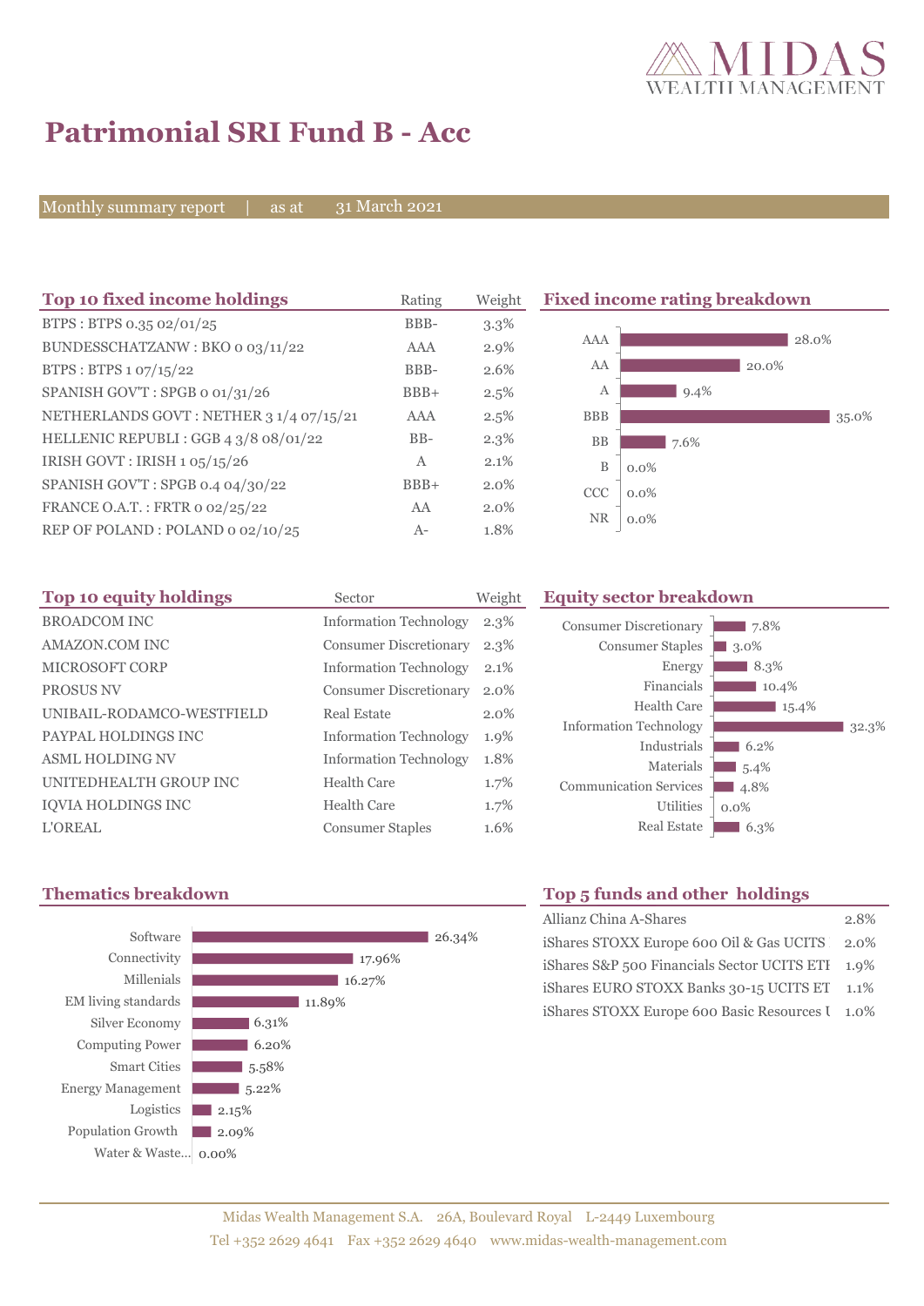# Patrimonial SRI Fund B - Acc

Monthly summary report | as at 31 March 2021

## Top 10 fixed income holdings

| Top 10 fixed income holdings | Rating | Weight |
|---|---|---|
| BTPS : BTPS 0.35 02/01/25 | BBB- | 3.3% |
| BUNDESSCHATZANW : BKO 0 03/11/22 | AAA | 2.9% |
| BTPS : BTPS 1 07/15/22 | BBB- | 2.6% |
| SPANISH GOV'T : SPGB 0 01/31/26 | BBB+ | 2.5% |
| NETHERLANDS GOVT : NETHER 3 1/4 07/15/21 | AAA | 2.5% |
| HELLENIC REPUBLI : GGB 4 3/8 08/01/22 | BB- | 2.3% |
| IRISH GOVT : IRISH 1 05/15/26 | A | 2.1% |
| SPANISH GOV'T : SPGB 0.4 04/30/22 | BBB+ | 2.0% |
| FRANCE O.A.T. : FRTR 0 02/25/22 | AA | 2.0% |
| REP OF POLAND : POLAND 0 02/10/25 | A- | 1.8% |

## Fixed income rating breakdown

| Rating | Weight |
|---|---|
| AAA | 28.0% |
| AA | 20.0% |
| A | 9.4% |
| BBB | 35.0% |
| BB | 7.6% |
| B | 0.0% |
| CCC | 0.0% |
| NR | 0.0% |

## Top 10 equity holdings

| Top 10 equity holdings | Sector | Weight |
|---|---|---|
| BROADCOM INC | Information Technology | 2.3% |
| AMAZON.COM INC | Consumer Discretionary | 2.3% |
| MICROSOFT CORP | Information Technology | 2.1% |
| PROSUS NV | Consumer Discretionary | 2.0% |
| UNIBAIL-RODAMCO-WESTFIELD | Real Estate | 2.0% |
| PAYPAL HOLDINGS INC | Information Technology | 1.9% |
| ASML HOLDING NV | Information Technology | 1.8% |
| UNITEDHEALTH GROUP INC | Health Care | 1.7% |
| IQVIA HOLDINGS INC | Health Care | 1.7% |
| L'OREAL | Consumer Staples | 1.6% |

## Equity sector breakdown

| Sector | Weight |
|---|---|
| Consumer Discretionary | 7.8% |
| Consumer Staples | 3.0% |
| Energy | 8.3% |
| Financials | 10.4% |
| Health Care | 15.4% |
| Information Technology | 32.3% |
| Industrials | 6.2% |
| Materials | 5.4% |
| Communication Services | 4.8% |
| Utilities | 0.0% |
| Real Estate | 6.3% |

## Thematics breakdown

| Thematic | Weight |
|---|---|
| Software | 26.34% |
| Connectivity | 17.96% |
| Millenials | 16.27% |
| EM living standards | 11.89% |
| Silver Economy | 6.31% |
| Computing Power | 6.20% |
| Smart Cities | 5.58% |
| Energy Management | 5.22% |
| Logistics | 2.15% |
| Population Growth | 2.09% |
| Water & Waste... | 0.00% |

## Top 5 funds and other holdings

| Fund | Weight |
|---|---|
| Allianz China A-Shares | 2.8% |
| iShares STOXX Europe 600 Oil & Gas UCITS | 2.0% |
| iShares S&P 500 Financials Sector UCITS ETF | 1.9% |
| iShares EURO STOXX Banks 30-15 UCITS ET | 1.1% |
| iShares STOXX Europe 600 Basic Resources U | 1.0% |

Midas Wealth Management S.A. 26A, Boulevard Royal L-2449 Luxembourg
Tel +352 2629 4641 Fax +352 2629 4640 www.midas-wealth-management.com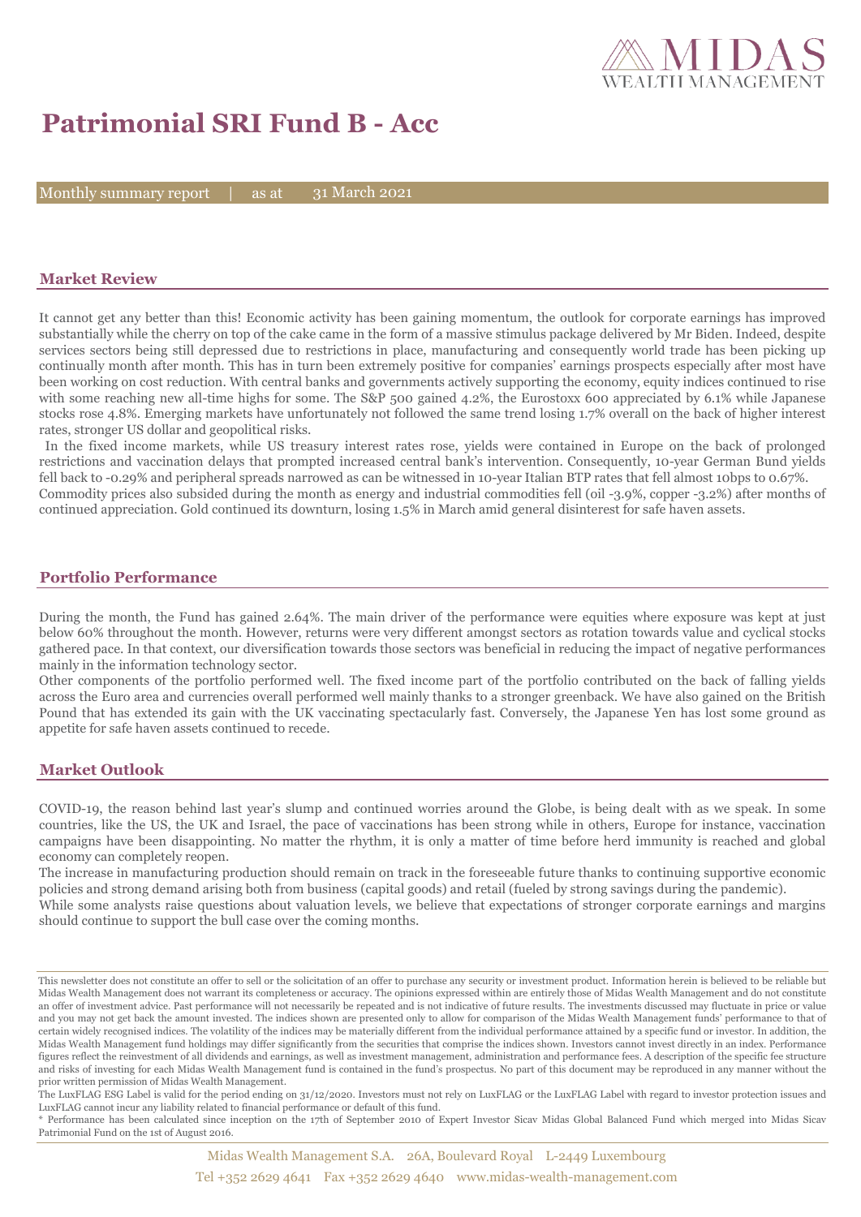# Patrimonial SRI Fund B - Acc

Monthly summary report | as at 31 March 2021

## Market Review

It cannot get any better than this! Economic activity has been gaining momentum, the outlook for corporate earnings has improved substantially while the cherry on top of the cake came in the form of a massive stimulus package delivered by Mr Biden. Indeed, despite services sectors being still depressed due to restrictions in place, manufacturing and consequently world trade has been picking up continually month after month. This has in turn been extremely positive for companies' earnings prospects especially after most have been working on cost reduction. With central banks and governments actively supporting the economy, equity indices continued to rise with some reaching new all-time highs for some. The S&P 500 gained 4.2%, the Eurostoxx 600 appreciated by 6.1% while Japanese stocks rose 4.8%. Emerging markets have unfortunately not followed the same trend losing 1.7% overall on the back of higher interest rates, stronger US dollar and geopolitical risks.

In the fixed income markets, while US treasury interest rates rose, yields were contained in Europe on the back of prolonged restrictions and vaccination delays that prompted increased central bank's intervention. Consequently, 10-year German Bund yields fell back to -0.29% and peripheral spreads narrowed as can be witnessed in 10-year Italian BTP rates that fell almost 10bps to 0.67%.

Commodity prices also subsided during the month as energy and industrial commodities fell (oil -3.9%, copper -3.2%) after months of continued appreciation. Gold continued its downturn, losing 1.5% in March amid general disinterest for safe haven assets.

## Portfolio Performance

During the month, the Fund has gained 2.64%. The main driver of the performance were equities where exposure was kept at just below 60% throughout the month. However, returns were very different amongst sectors as rotation towards value and cyclical stocks gathered pace. In that context, our diversification towards those sectors was beneficial in reducing the impact of negative performances mainly in the information technology sector.

Other components of the portfolio performed well. The fixed income part of the portfolio contributed on the back of falling yields across the Euro area and currencies overall performed well mainly thanks to a stronger greenback. We have also gained on the British Pound that has extended its gain with the UK vaccinating spectacularly fast. Conversely, the Japanese Yen has lost some ground as appetite for safe haven assets continued to recede.

## Market Outlook

COVID-19, the reason behind last year's slump and continued worries around the Globe, is being dealt with as we speak. In some countries, like the US, the UK and Israel, the pace of vaccinations has been strong while in others, Europe for instance, vaccination campaigns have been disappointing. No matter the rhythm, it is only a matter of time before herd immunity is reached and global economy can completely reopen.

The increase in manufacturing production should remain on track in the foreseeable future thanks to continuing supportive economic policies and strong demand arising both from business (capital goods) and retail (fueled by strong savings during the pandemic).

While some analysts raise questions about valuation levels, we believe that expectations of stronger corporate earnings and margins should continue to support the bull case over the coming months.

This newsletter does not constitute an offer to sell or the solicitation of an offer to purchase any security or investment product. Information herein is believed to be reliable but Midas Wealth Management does not warrant its completeness or accuracy. The opinions expressed within are entirely those of Midas Wealth Management and do not constitute an offer of investment advice. Past performance will not necessarily be repeated and is not indicative of future results. The investments discussed may fluctuate in price or value and you may not get back the amount invested. The indices shown are presented only to allow for comparison of the Midas Wealth Management funds' performance to that of certain widely recognised indices. The volatility of the indices may be materially different from the individual performance attained by a specific fund or investor. In addition, the Midas Wealth Management fund holdings may differ significantly from the securities that comprise the indices shown. Investors cannot invest directly in an index. Performance figures reflect the reinvestment of all dividends and earnings, as well as investment management, administration and performance fees. A description of the specific fee structure and risks of investing for each Midas Wealth Management fund is contained in the fund's prospectus. No part of this document may be reproduced in any manner without the prior written permission of Midas Wealth Management.

The LuxFLAG ESG Label is valid for the period ending on 31/12/2020. Investors must not rely on LuxFLAG or the LuxFLAG Label with regard to investor protection issues and LuxFLAG cannot incur any liability related to financial performance or default of this fund.

* Performance has been calculated since inception on the 17th of September 2010 of Expert Investor Sicav Midas Global Balanced Fund which merged into Midas Sicav Patrimonial Fund on the 1st of August 2016.

Midas Wealth Management S.A. 26A, Boulevard Royal L-2449 Luxembourg

Tel +352 2629 4641 Fax +352 2629 4640 www.midas-wealth-management.com